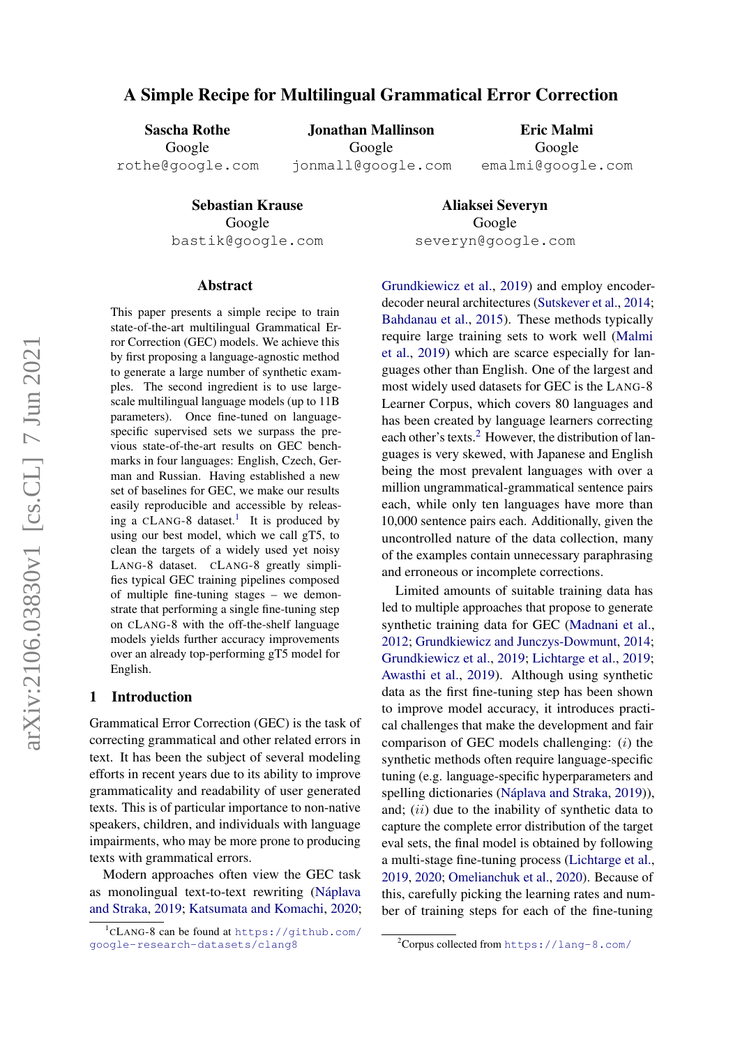# A Simple Recipe for Multilingual Grammatical Error Correction

**Sascha Rothe**
Google
rothe@google.com

**Jonathan Mallinson**
Google
jonmall@google.com

**Eric Malmi**
Google
emalmi@google.com

**Sebastian Krause**
Google
bastik@google.com

**Aliaksei Severyn**
Google
severyn@google.com

## Abstract

This paper presents a simple recipe to train state-of-the-art multilingual Grammatical Error Correction (GEC) models. We achieve this by first proposing a language-agnostic method to generate a large number of synthetic examples. The second ingredient is to use large-scale multilingual language models (up to 11B parameters). Once fine-tuned on language-specific supervised sets we surpass the previous state-of-the-art results on GEC benchmarks in four languages: English, Czech, German and Russian. Having established a new set of baselines for GEC, we make our results easily reproducible and accessible by releasing a cLang-8 dataset.[1] It is produced by using our best model, which we call gT5, to clean the targets of a widely used yet noisy Lang-8 dataset. cLang-8 greatly simplifies typical GEC training pipelines composed of multiple fine-tuning stages – we demonstrate that performing a single fine-tuning step on cLang-8 with the off-the-shelf language models yields further accuracy improvements over an already top-performing gT5 model for English.

## 1 Introduction

Grammatical Error Correction (GEC) is the task of correcting grammatical and other related errors in text. It has been the subject of several modeling efforts in recent years due to its ability to improve grammaticality and readability of user generated texts. This is of particular importance to non-native speakers, children, and individuals with language impairments, who may be more prone to producing texts with grammatical errors.

Modern approaches often view the GEC task as monolingual text-to-text rewriting (Náplava and Straka, 2019; Katsumata and Komachi, 2020; Grundkiewicz et al., 2019) and employ encoder-decoder neural architectures (Sutskever et al., 2014; Bahdanau et al., 2015). These methods typically require large training sets to work well (Malmi et al., 2019) which are scarce especially for languages other than English. One of the largest and most widely used datasets for GEC is the Lang-8 Learner Corpus, which covers 80 languages and has been created by language learners correcting each other's texts.[2] However, the distribution of languages is very skewed, with Japanese and English being the most prevalent languages with over a million ungrammatical-grammatical sentence pairs each, while only ten languages have more than 10,000 sentence pairs each. Additionally, given the uncontrolled nature of the data collection, many of the examples contain unnecessary paraphrasing and erroneous or incomplete corrections.

Limited amounts of suitable training data has led to multiple approaches that propose to generate synthetic training data for GEC (Madnani et al., 2012; Grundkiewicz and Junczys-Dowmunt, 2014; Grundkiewicz et al., 2019; Lichtarge et al., 2019; Awasthi et al., 2019). Although using synthetic data as the first fine-tuning step has been shown to improve model accuracy, it introduces practical challenges that make the development and fair comparison of GEC models challenging: ($i$) the synthetic methods often require language-specific tuning (e.g. language-specific hyperparameters and spelling dictionaries (Náplava and Straka, 2019)), and; ($ii$) due to the inability of synthetic data to capture the complete error distribution of the target eval sets, the final model is obtained by following a multi-stage fine-tuning process (Lichtarge et al., 2019, 2020; Omelianchuk et al., 2020). Because of this, carefully picking the learning rates and number of training steps for each of the fine-tuning

[1] cLang-8 can be found at https://github.com/google-research-datasets/clang8

[2] Corpus collected from https://lang-8.com/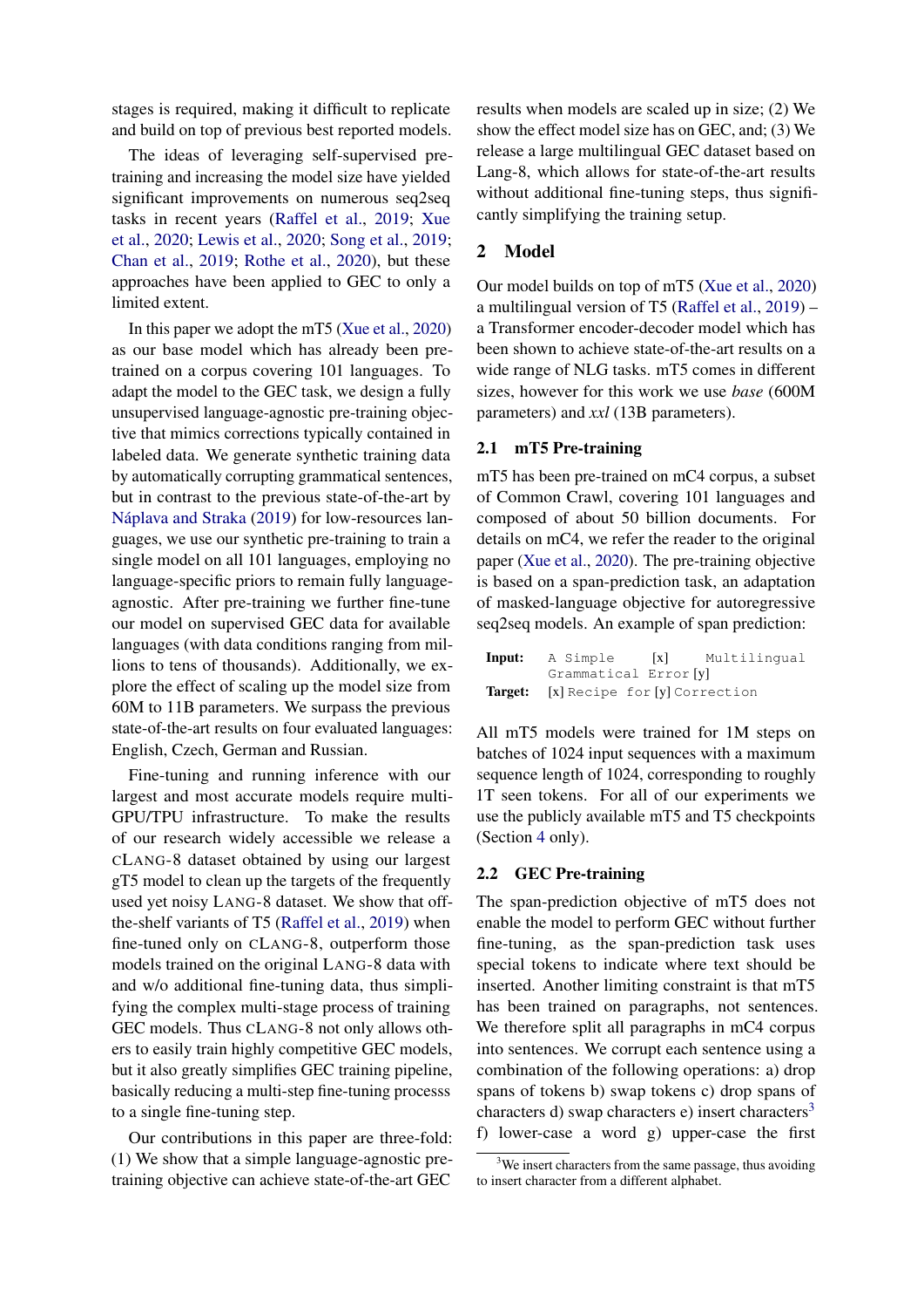stages is required, making it difficult to replicate and build on top of previous best reported models.

The ideas of leveraging self-supervised pre-training and increasing the model size have yielded significant improvements on numerous seq2seq tasks in recent years (Raffel et al., 2019; Xue et al., 2020; Lewis et al., 2020; Song et al., 2019; Chan et al., 2019; Rothe et al., 2020), but these approaches have been applied to GEC to only a limited extent.

In this paper we adopt the mT5 (Xue et al., 2020) as our base model which has already been pre-trained on a corpus covering 101 languages. To adapt the model to the GEC task, we design a fully unsupervised language-agnostic pre-training objective that mimics corrections typically contained in labeled data. We generate synthetic training data by automatically corrupting grammatical sentences, but in contrast to the previous state-of-the-art by Náplava and Straka (2019) for low-resources languages, we use our synthetic pre-training to train a single model on all 101 languages, employing no language-specific priors to remain fully language-agnostic. After pre-training we further fine-tune our model on supervised GEC data for available languages (with data conditions ranging from millions to tens of thousands). Additionally, we explore the effect of scaling up the model size from 60M to 11B parameters. We surpass the previous state-of-the-art results on four evaluated languages: English, Czech, German and Russian.

Fine-tuning and running inference with our largest and most accurate models require multi-GPU/TPU infrastructure. To make the results of our research widely accessible we release a cLang-8 dataset obtained by using our largest gT5 model to clean up the targets of the frequently used yet noisy Lang-8 dataset. We show that off-the-shelf variants of T5 (Raffel et al., 2019) when fine-tuned only on cLang-8, outperform those models trained on the original Lang-8 data with and w/o additional fine-tuning data, thus simplifying the complex multi-stage process of training GEC models. Thus cLang-8 not only allows others to easily train highly competitive GEC models, but it also greatly simplifies GEC training pipeline, basically reducing a multi-step fine-tuning processs to a single fine-tuning step.

Our contributions in this paper are three-fold: (1) We show that a simple language-agnostic pre-training objective can achieve state-of-the-art GEC results when models are scaled up in size; (2) We show the effect model size has on GEC, and; (3) We release a large multilingual GEC dataset based on Lang-8, which allows for state-of-the-art results without additional fine-tuning steps, thus significantly simplifying the training setup.

## 2 Model

Our model builds on top of mT5 (Xue et al., 2020) a multilingual version of T5 (Raffel et al., 2019) – a Transformer encoder-decoder model which has been shown to achieve state-of-the-art results on a wide range of NLG tasks. mT5 comes in different sizes, however for this work we use *base* (600M parameters) and *xxl* (13B parameters).

### 2.1 mT5 Pre-training

mT5 has been pre-trained on mC4 corpus, a subset of Common Crawl, covering 101 languages and composed of about 50 billion documents. For details on mC4, we refer the reader to the original paper (Xue et al., 2020). The pre-training objective is based on a span-prediction task, an adaptation of masked-language objective for autoregressive seq2seq models. An example of span prediction:

**Input:** `A Simple` [x] `Multilingual Grammatical Error` [y]
**Target:** [x] `Recipe for` [y] `Correction`

All mT5 models were trained for 1M steps on batches of 1024 input sequences with a maximum sequence length of 1024, corresponding to roughly 1T seen tokens. For all of our experiments we use the publicly available mT5 and T5 checkpoints (Section 4 only).

### 2.2 GEC Pre-training

The span-prediction objective of mT5 does not enable the model to perform GEC without further fine-tuning, as the span-prediction task uses special tokens to indicate where text should be inserted. Another limiting constraint is that mT5 has been trained on paragraphs, not sentences. We therefore split all paragraphs in mC4 corpus into sentences. We corrupt each sentence using a combination of the following operations: a) drop spans of tokens b) swap tokens c) drop spans of characters d) swap characters e) insert characters[3] f) lower-case a word g) upper-case the first

[3] We insert characters from the same passage, thus avoiding to insert character from a different alphabet.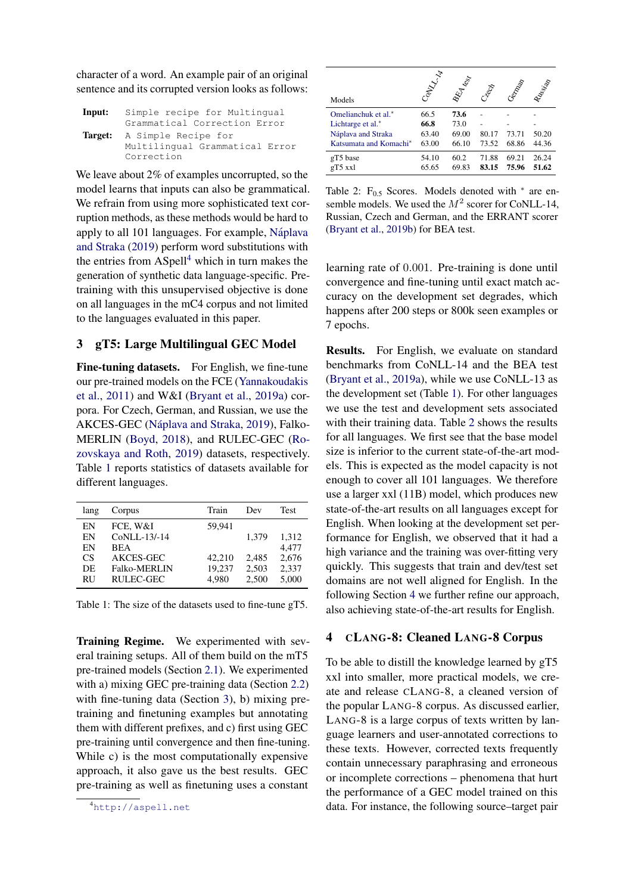character of a word. An example pair of an original sentence and its corrupted version looks as follows:

**Input:** `Simple recipe for Multingual Grammatical Correction Error`

**Target:** `A Simple Recipe for Multilingual Grammatical Error Correction`

We leave about 2% of examples uncorrupted, so the model learns that inputs can also be grammatical. We refrain from using more sophisticated text corruption methods, as these methods would be hard to apply to all 101 languages. For example, Náplava and Straka (2019) perform word substitutions with the entries from ASpell[4] which in turn makes the generation of synthetic data language-specific. Pre-training with this unsupervised objective is done on all languages in the mC4 corpus and not limited to the languages evaluated in this paper.

## 3 gT5: Large Multilingual GEC Model

**Fine-tuning datasets.** For English, we fine-tune our pre-trained models on the FCE (Yannakoudakis et al., 2011) and W&I (Bryant et al., 2019a) corpora. For Czech, German, and Russian, we use the AKCES-GEC (Náplava and Straka, 2019), Falko-MERLIN (Boyd, 2018), and RULEC-GEC (Rozovskaya and Roth, 2019) datasets, respectively. Table 1 reports statistics of datasets available for different languages.

| lang | Corpus | Train | Dev | Test |
|---|---|---|---|---|
| EN | FCE, W&I | 59,941 | | |
| EN | CoNLL-13/-14 | | 1,379 | 1,312 |
| EN | BEA | | | 4,477 |
| CS | AKCES-GEC | 42,210 | 2,485 | 2,676 |
| DE | Falko-MERLIN | 19,237 | 2,503 | 2,337 |
| RU | RULEC-GEC | 4,980 | 2,500 | 5,000 |

Table 1: The size of the datasets used to fine-tune gT5.

**Training Regime.** We experimented with several training setups. All of them build on the mT5 pre-trained models (Section 2.1). We experimented with a) mixing GEC pre-training data (Section 2.2) with fine-tuning data (Section 3), b) mixing pre-training and finetuning examples but annotating them with different prefixes, and c) first using GEC pre-training until convergence and then fine-tuning. While c) is the most computationally expensive approach, it also gave us the best results. GEC pre-training as well as finetuning uses a constant learning rate of 0.001. Pre-training is done until convergence and fine-tuning until exact match accuracy on the development set degrades, which happens after 200 steps or 800k seen examples or 7 epochs.

| Models | CoNLL-14 | BEA test | Czech | German | Russian |
|---|---|---|---|---|---|
| Omelianchuk et al.* | 66.5 | **73.6** | - | - | - |
| Lichtarge et al.* | **66.8** | 73.0 | - | - | - |
| Náplava and Straka | 63.40 | 69.00 | 80.17 | 73.71 | 50.20 |
| Katsumata and Komachi* | 63.00 | 66.10 | 73.52 | 68.86 | 44.36 |
| gT5 base | 54.10 | 60.2 | 71.88 | 69.21 | 26.24 |
| gT5 xxl | 65.65 | 69.83 | **83.15** | **75.96** | **51.62** |

Table 2: $F_{0.5}$ Scores. Models denoted with * are ensemble models. We used the $M^2$ scorer for CoNLL-14, Russian, Czech and German, and the ERRANT scorer (Bryant et al., 2019b) for BEA test.

**Results.** For English, we evaluate on standard benchmarks from CoNLL-14 and the BEA test (Bryant et al., 2019a), while we use CoNLL-13 as the development set (Table 1). For other languages we use the test and development sets associated with their training data. Table 2 shows the results for all languages. We first see that the base model size is inferior to the current state-of-the-art models. This is expected as the model capacity is not enough to cover all 101 languages. We therefore use a larger xxl (11B) model, which produces new state-of-the-art results on all languages except for English. When looking at the development set performance for English, we observed that it had a high variance and the training was over-fitting very quickly. This suggests that train and dev/test set domains are not well aligned for English. In the following Section 4 we further refine our approach, also achieving state-of-the-art results for English.

## 4 cLang-8: Cleaned Lang-8 Corpus

To be able to distill the knowledge learned by gT5 xxl into smaller, more practical models, we create and release cLang-8, a cleaned version of the popular Lang-8 corpus. As discussed earlier, Lang-8 is a large corpus of texts written by language learners and user-annotated corrections to these texts. However, corrected texts frequently contain unnecessary paraphrasing and erroneous or incomplete corrections – phenomena that hurt the performance of a GEC model trained on this data. For instance, the following source–target pair

[4] http://aspell.net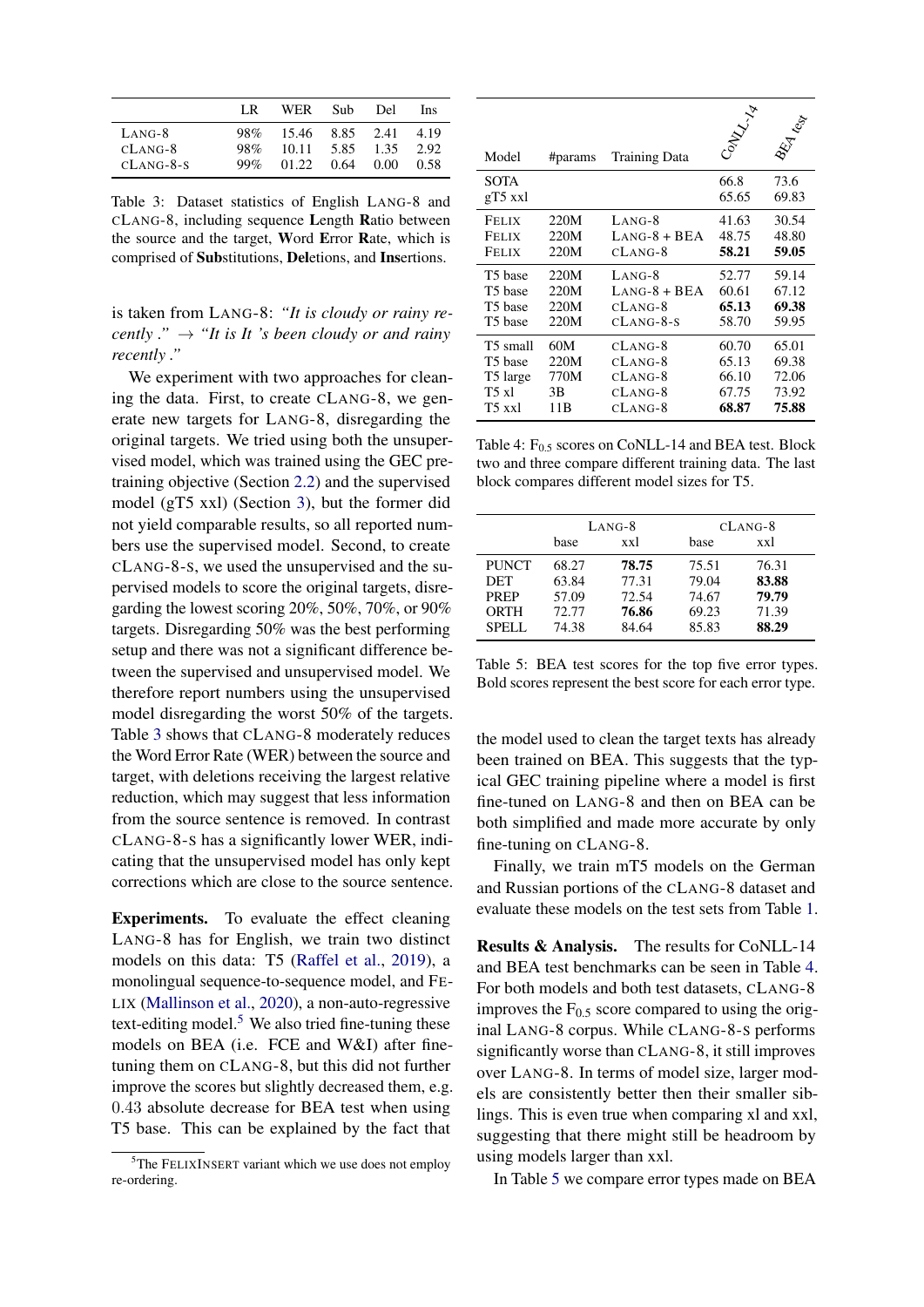| | LR | WER | Sub | Del | Ins |
|---|---|---|---|---|---|
| LANG-8 | 98% | 15.46 | 8.85 | 2.41 | 4.19 |
| cLANG-8 | 98% | 10.11 | 5.85 | 1.35 | 2.92 |
| cLANG-8-S | 99% | 01.22 | 0.64 | 0.00 | 0.58 |

Table 3: Dataset statistics of English LANG-8 and cLANG-8, including sequence **L**ength **R**atio between the source and the target, **W**ord **E**rror **R**ate, which is comprised of **Sub**stitutions, **Del**etions, and **Ins**ertions.

is taken from LANG-8: *"It is cloudy or rainy recently ."* → *"It is It 's been cloudy or and rainy recently ."*

We experiment with two approaches for cleaning the data. First, to create cLANG-8, we generate new targets for LANG-8, disregarding the original targets. We tried using both the unsupervised model, which was trained using the GEC pre-training objective (Section 2.2) and the supervised model (gT5 xxl) (Section 3), but the former did not yield comparable results, so all reported numbers use the supervised model. Second, to create cLANG-8-S, we used the unsupervised and the supervised models to score the original targets, disregarding the lowest scoring 20%, 50%, 70%, or 90% targets. Disregarding 50% was the best performing setup and there was not a significant difference between the supervised and unsupervised model. We therefore report numbers using the unsupervised model disregarding the worst 50% of the targets. Table 3 shows that cLANG-8 moderately reduces the Word Error Rate (WER) between the source and target, with deletions receiving the largest relative reduction, which may suggest that less information from the source sentence is removed. In contrast cLANG-8-S has a significantly lower WER, indicating that the unsupervised model has only kept corrections which are close to the source sentence.

**Experiments.** To evaluate the effect cleaning LANG-8 has for English, we train two distinct models on this data: T5 (Raffel et al., 2019), a monolingual sequence-to-sequence model, and FELIX (Mallinson et al., 2020), a non-auto-regressive text-editing model.[5] We also tried fine-tuning these models on BEA (i.e. FCE and W&I) after fine-tuning them on cLANG-8, but this did not further improve the scores but slightly decreased them, e.g. 0.43 absolute decrease for BEA test when using T5 base. This can be explained by the fact that the model used to clean the target texts has already been trained on BEA. This suggests that the typical GEC training pipeline where a model is first fine-tuned on LANG-8 and then on BEA can be both simplified and made more accurate by only fine-tuning on cLANG-8.

Finally, we train mT5 models on the German and Russian portions of the cLANG-8 dataset and evaluate these models on the test sets from Table 1.

[5] The FELIXINSERT variant which we use does not employ re-ordering.

| Model | #params | Training Data | CoNLL-14 | BEA test |
|---|---|---|---|---|
| SOTA | | | 66.8 | 73.6 |
| gT5 xxl | | | 65.65 | 69.83 |
| FELIX | 220M | LANG-8 | 41.63 | 30.54 |
| FELIX | 220M | LANG-8 + BEA | 48.75 | 48.80 |
| FELIX | 220M | cLANG-8 | **58.21** | **59.05** |
| T5 base | 220M | LANG-8 | 52.77 | 59.14 |
| T5 base | 220M | LANG-8 + BEA | 60.61 | 67.12 |
| T5 base | 220M | cLANG-8 | **65.13** | **69.38** |
| T5 base | 220M | cLANG-8-S | 58.70 | 59.95 |
| T5 small | 60M | cLANG-8 | 60.70 | 65.01 |
| T5 base | 220M | cLANG-8 | 65.13 | 69.38 |
| T5 large | 770M | cLANG-8 | 66.10 | 72.06 |
| T5 xl | 3B | cLANG-8 | 67.75 | 73.92 |
| T5 xxl | 11B | cLANG-8 | **68.87** | **75.88** |

Table 4: $F_{0.5}$ scores on CoNLL-14 and BEA test. Block two and three compare different training data. The last block compares different model sizes for T5.

| | LANG-8 | | cLANG-8 | |
|---|---|---|---|---|
| | base | xxl | base | xxl |
| PUNCT | 68.27 | **78.75** | 75.51 | 76.31 |
| DET | 63.84 | 77.31 | 79.04 | **83.88** |
| PREP | 57.09 | 72.54 | 74.67 | **79.79** |
| ORTH | 72.77 | **76.86** | 69.23 | 71.39 |
| SPELL | 74.38 | 84.64 | 85.83 | **88.29** |

Table 5: BEA test scores for the top five error types. Bold scores represent the best score for each error type.

**Results & Analysis.** The results for CoNLL-14 and BEA test benchmarks can be seen in Table 4. For both models and both test datasets, cLANG-8 improves the $F_{0.5}$ score compared to using the original LANG-8 corpus. While cLANG-8-S performs significantly worse than cLANG-8, it still improves over LANG-8. In terms of model size, larger models are consistently better then their smaller siblings. This is even true when comparing xl and xxl, suggesting that there might still be headroom by using models larger than xxl.

In Table 5 we compare error types made on BEA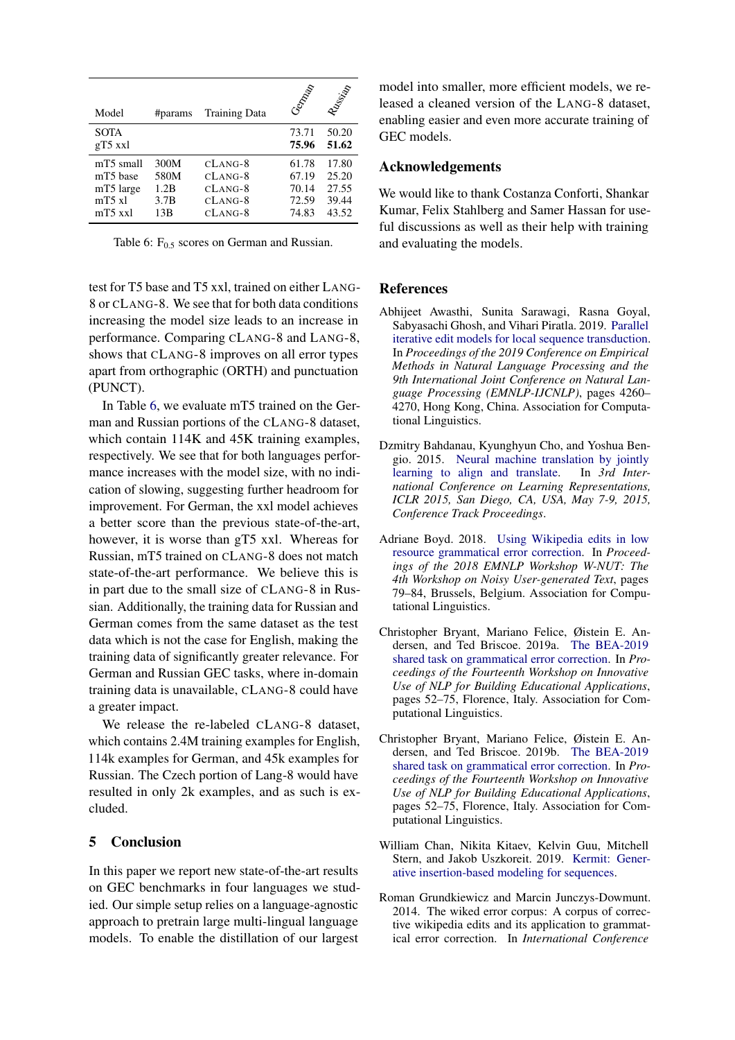| Model | #params | Training Data | German | Russian |
|---|---|---|---|---|
| SOTA | | | 73.71 | 50.20 |
| gT5 xxl | | | **75.96** | **51.62** |
| mT5 small | 300M | cLang-8 | 61.78 | 17.80 |
| mT5 base | 580M | cLang-8 | 67.19 | 25.20 |
| mT5 large | 1.2B | cLang-8 | 70.14 | 27.55 |
| mT5 xl | 3.7B | cLang-8 | 72.59 | 39.44 |
| mT5 xxl | 13B | cLang-8 | 74.83 | 43.52 |

Table 6: $F_{0.5}$ scores on German and Russian.

test for T5 base and T5 xxl, trained on either Lang-8 or cLang-8. We see that for both data conditions increasing the model size leads to an increase in performance. Comparing cLang-8 and Lang-8, shows that cLang-8 improves on all error types apart from orthographic (ORTH) and punctuation (PUNCT).

In Table 6, we evaluate mT5 trained on the German and Russian portions of the cLang-8 dataset, which contain 114K and 45K training examples, respectively. We see that for both languages performance increases with the model size, with no indication of slowing, suggesting further headroom for improvement. For German, the xxl model achieves a better score than the previous state-of-the-art, however, it is worse than gT5 xxl. Whereas for Russian, mT5 trained on cLang-8 does not match state-of-the-art performance. We believe this is in part due to the small size of cLang-8 in Russian. Additionally, the training data for Russian and German comes from the same dataset as the test data which is not the case for English, making the training data of significantly greater relevance. For German and Russian GEC tasks, where in-domain training data is unavailable, cLang-8 could have a greater impact.

We release the re-labeled cLang-8 dataset, which contains 2.4M training examples for English, 114k examples for German, and 45k examples for Russian. The Czech portion of Lang-8 would have resulted in only 2k examples, and as such is excluded.

## 5 Conclusion

In this paper we report new state-of-the-art results on GEC benchmarks in four languages we studied. Our simple setup relies on a language-agnostic approach to pretrain large multi-lingual language models. To enable the distillation of our largest model into smaller, more efficient models, we released a cleaned version of the Lang-8 dataset, enabling easier and even more accurate training of GEC models.

## Acknowledgements

We would like to thank Costanza Conforti, Shankar Kumar, Felix Stahlberg and Samer Hassan for useful discussions as well as their help with training and evaluating the models.

## References

Abhijeet Awasthi, Sunita Sarawagi, Rasna Goyal, Sabyasachi Ghosh, and Vihari Piratla. 2019. Parallel iterative edit models for local sequence transduction. In *Proceedings of the 2019 Conference on Empirical Methods in Natural Language Processing and the 9th International Joint Conference on Natural Language Processing (EMNLP-IJCNLP)*, pages 4260–4270, Hong Kong, China. Association for Computational Linguistics.

Dzmitry Bahdanau, Kyunghyun Cho, and Yoshua Bengio. 2015. Neural machine translation by jointly learning to align and translate. In *3rd International Conference on Learning Representations, ICLR 2015, San Diego, CA, USA, May 7-9, 2015, Conference Track Proceedings*.

Adriane Boyd. 2018. Using Wikipedia edits in low resource grammatical error correction. In *Proceedings of the 2018 EMNLP Workshop W-NUT: The 4th Workshop on Noisy User-generated Text*, pages 79–84, Brussels, Belgium. Association for Computational Linguistics.

Christopher Bryant, Mariano Felice, Øistein E. Andersen, and Ted Briscoe. 2019a. The BEA-2019 shared task on grammatical error correction. In *Proceedings of the Fourteenth Workshop on Innovative Use of NLP for Building Educational Applications*, pages 52–75, Florence, Italy. Association for Computational Linguistics.

Christopher Bryant, Mariano Felice, Øistein E. Andersen, and Ted Briscoe. 2019b. The BEA-2019 shared task on grammatical error correction. In *Proceedings of the Fourteenth Workshop on Innovative Use of NLP for Building Educational Applications*, pages 52–75, Florence, Italy. Association for Computational Linguistics.

William Chan, Nikita Kitaev, Kelvin Guu, Mitchell Stern, and Jakob Uszkoreit. 2019. Kermit: Generative insertion-based modeling for sequences.

Roman Grundkiewicz and Marcin Junczys-Dowmunt. 2014. The wiked error corpus: A corpus of corrective wikipedia edits and its application to grammatical error correction. In *International Conference*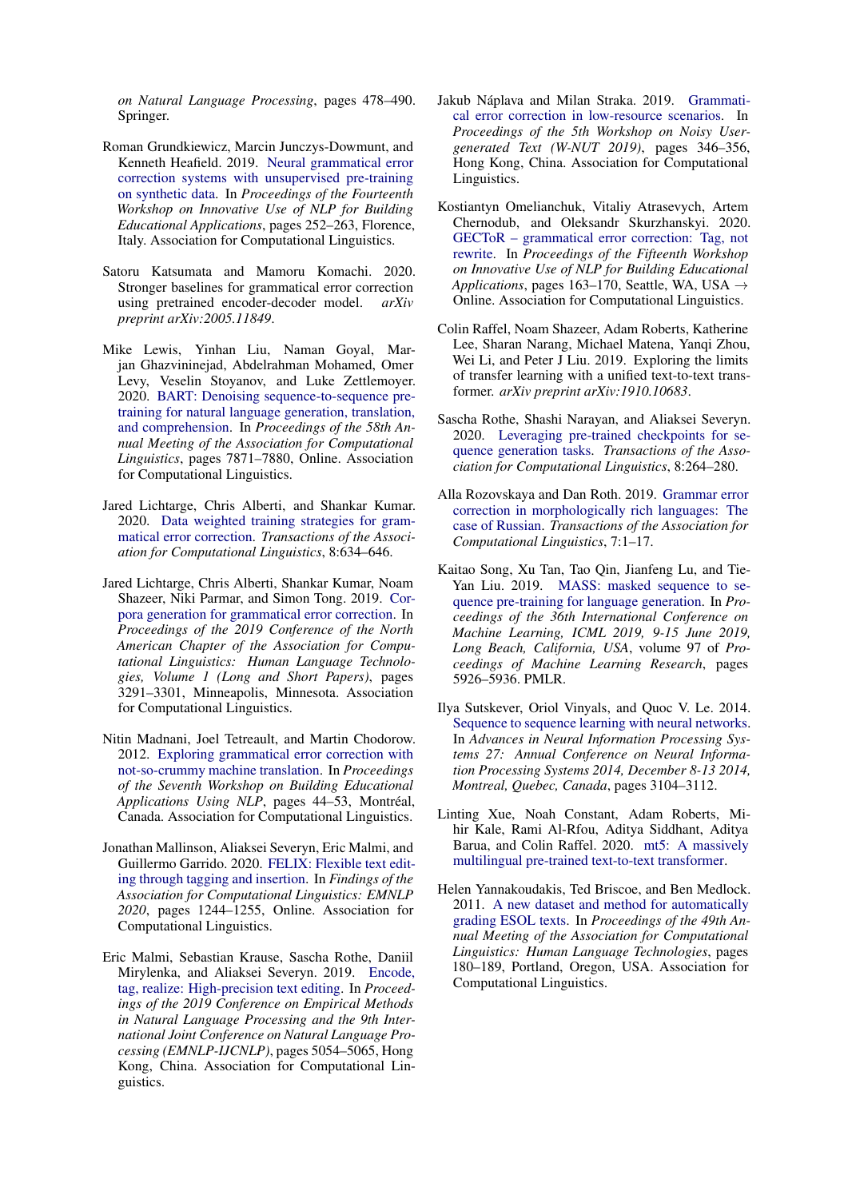on *Natural Language Processing*, pages 478–490. Springer.

Roman Grundkiewicz, Marcin Junczys-Dowmunt, and Kenneth Heafield. 2019. Neural grammatical error correction systems with unsupervised pre-training on synthetic data. In *Proceedings of the Fourteenth Workshop on Innovative Use of NLP for Building Educational Applications*, pages 252–263, Florence, Italy. Association for Computational Linguistics.

Satoru Katsumata and Mamoru Komachi. 2020. Stronger baselines for grammatical error correction using pretrained encoder-decoder model. *arXiv preprint arXiv:2005.11849*.

Mike Lewis, Yinhan Liu, Naman Goyal, Marjan Ghazvininejad, Abdelrahman Mohamed, Omer Levy, Veselin Stoyanov, and Luke Zettlemoyer. 2020. BART: Denoising sequence-to-sequence pre-training for natural language generation, translation, and comprehension. In *Proceedings of the 58th Annual Meeting of the Association for Computational Linguistics*, pages 7871–7880, Online. Association for Computational Linguistics.

Jared Lichtarge, Chris Alberti, and Shankar Kumar. 2020. Data weighted training strategies for grammatical error correction. *Transactions of the Association for Computational Linguistics*, 8:634–646.

Jared Lichtarge, Chris Alberti, Shankar Kumar, Noam Shazeer, Niki Parmar, and Simon Tong. 2019. Corpora generation for grammatical error correction. In *Proceedings of the 2019 Conference of the North American Chapter of the Association for Computational Linguistics: Human Language Technologies, Volume 1 (Long and Short Papers)*, pages 3291–3301, Minneapolis, Minnesota. Association for Computational Linguistics.

Nitin Madnani, Joel Tetreault, and Martin Chodorow. 2012. Exploring grammatical error correction with not-so-crummy machine translation. In *Proceedings of the Seventh Workshop on Building Educational Applications Using NLP*, pages 44–53, Montréal, Canada. Association for Computational Linguistics.

Jonathan Mallinson, Aliaksei Severyn, Eric Malmi, and Guillermo Garrido. 2020. FELIX: Flexible text editing through tagging and insertion. In *Findings of the Association for Computational Linguistics: EMNLP 2020*, pages 1244–1255, Online. Association for Computational Linguistics.

Eric Malmi, Sebastian Krause, Sascha Rothe, Daniil Mirylenka, and Aliaksei Severyn. 2019. Encode, tag, realize: High-precision text editing. In *Proceedings of the 2019 Conference on Empirical Methods in Natural Language Processing and the 9th International Joint Conference on Natural Language Processing (EMNLP-IJCNLP)*, pages 5054–5065, Hong Kong, China. Association for Computational Linguistics.

Jakub Náplava and Milan Straka. 2019. Grammatical error correction in low-resource scenarios. In *Proceedings of the 5th Workshop on Noisy User-generated Text (W-NUT 2019)*, pages 346–356, Hong Kong, China. Association for Computational Linguistics.

Kostiantyn Omelianchuk, Vitaliy Atrasevych, Artem Chernodub, and Oleksandr Skurzhanskyi. 2020. GECToR – grammatical error correction: Tag, not rewrite. In *Proceedings of the Fifteenth Workshop on Innovative Use of NLP for Building Educational Applications*, pages 163–170, Seattle, WA, USA → Online. Association for Computational Linguistics.

Colin Raffel, Noam Shazeer, Adam Roberts, Katherine Lee, Sharan Narang, Michael Matena, Yanqi Zhou, Wei Li, and Peter J Liu. 2019. Exploring the limits of transfer learning with a unified text-to-text transformer. *arXiv preprint arXiv:1910.10683*.

Sascha Rothe, Shashi Narayan, and Aliaksei Severyn. 2020. Leveraging pre-trained checkpoints for sequence generation tasks. *Transactions of the Association for Computational Linguistics*, 8:264–280.

Alla Rozovskaya and Dan Roth. 2019. Grammar error correction in morphologically rich languages: The case of Russian. *Transactions of the Association for Computational Linguistics*, 7:1–17.

Kaitao Song, Xu Tan, Tao Qin, Jianfeng Lu, and Tie-Yan Liu. 2019. MASS: masked sequence to sequence pre-training for language generation. In *Proceedings of the 36th International Conference on Machine Learning, ICML 2019, 9-15 June 2019, Long Beach, California, USA*, volume 97 of *Proceedings of Machine Learning Research*, pages 5926–5936. PMLR.

Ilya Sutskever, Oriol Vinyals, and Quoc V. Le. 2014. Sequence to sequence learning with neural networks. In *Advances in Neural Information Processing Systems 27: Annual Conference on Neural Information Processing Systems 2014, December 8-13 2014, Montreal, Quebec, Canada*, pages 3104–3112.

Linting Xue, Noah Constant, Adam Roberts, Mihir Kale, Rami Al-Rfou, Aditya Siddhant, Aditya Barua, and Colin Raffel. 2020. mt5: A massively multilingual pre-trained text-to-text transformer.

Helen Yannakoudakis, Ted Briscoe, and Ben Medlock. 2011. A new dataset and method for automatically grading ESOL texts. In *Proceedings of the 49th Annual Meeting of the Association for Computational Linguistics: Human Language Technologies*, pages 180–189, Portland, Oregon, USA. Association for Computational Linguistics.